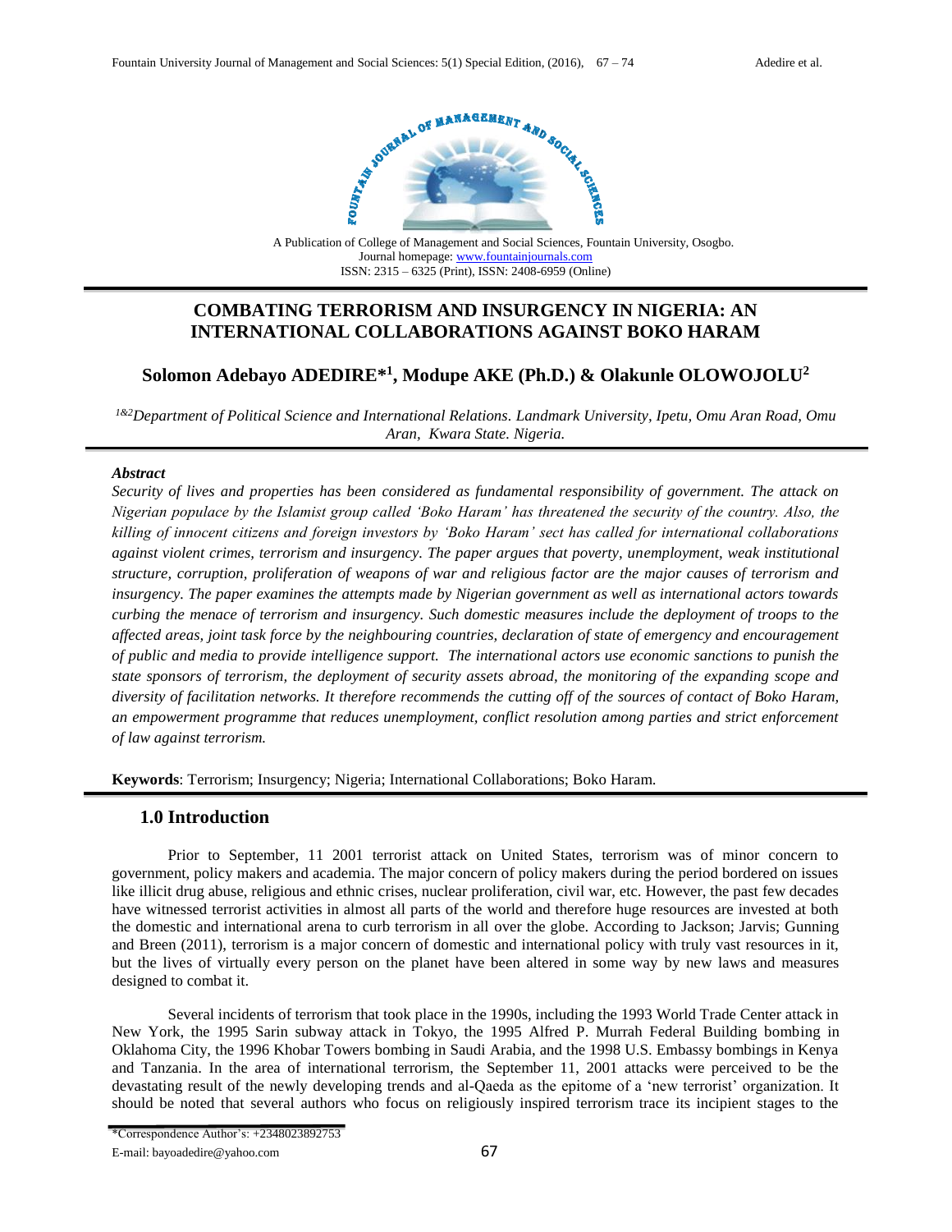A Publication of College of Management and Social Sciences, Fountain University, Osogbo.
Journal homepage: www.fountainjournals.com
ISSN: 2315 – 6325 (Print), ISSN: 2408-6959 (Online)

# COMBATING TERRORISM AND INSURGENCY IN NIGERIA: AN INTERNATIONAL COLLABORATIONS AGAINST BOKO HARAM

**Solomon Adebayo ADEDIRE*[1], Modupe AKE (Ph.D.) & Olakunle OLOWOJOLU[2]**

*[1&2]Department of Political Science and International Relations. Landmark University, Ipetu, Omu Aran Road, Omu Aran, Kwara State. Nigeria.*

***Abstract***

*Security of lives and properties has been considered as fundamental responsibility of government. The attack on Nigerian populace by the Islamist group called 'Boko Haram' has threatened the security of the country. Also, the killing of innocent citizens and foreign investors by 'Boko Haram' sect has called for international collaborations against violent crimes, terrorism and insurgency. The paper argues that poverty, unemployment, weak institutional structure, corruption, proliferation of weapons of war and religious factor are the major causes of terrorism and insurgency. The paper examines the attempts made by Nigerian government as well as international actors towards curbing the menace of terrorism and insurgency. Such domestic measures include the deployment of troops to the affected areas, joint task force by the neighbouring countries, declaration of state of emergency and encouragement of public and media to provide intelligence support. The international actors use economic sanctions to punish the state sponsors of terrorism, the deployment of security assets abroad, the monitoring of the expanding scope and diversity of facilitation networks. It therefore recommends the cutting off of the sources of contact of Boko Haram, an empowerment programme that reduces unemployment, conflict resolution among parties and strict enforcement of law against terrorism.*

**Keywords**: Terrorism; Insurgency; Nigeria; International Collaborations; Boko Haram.

## 1.0 Introduction

Prior to September, 11 2001 terrorist attack on United States, terrorism was of minor concern to government, policy makers and academia. The major concern of policy makers during the period bordered on issues like illicit drug abuse, religious and ethnic crises, nuclear proliferation, civil war, etc. However, the past few decades have witnessed terrorist activities in almost all parts of the world and therefore huge resources are invested at both the domestic and international arena to curb terrorism in all over the globe. According to Jackson; Jarvis; Gunning and Breen (2011), terrorism is a major concern of domestic and international policy with truly vast resources in it, but the lives of virtually every person on the planet have been altered in some way by new laws and measures designed to combat it.

Several incidents of terrorism that took place in the 1990s, including the 1993 World Trade Center attack in New York, the 1995 Sarin subway attack in Tokyo, the 1995 Alfred P. Murrah Federal Building bombing in Oklahoma City, the 1996 Khobar Towers bombing in Saudi Arabia, and the 1998 U.S. Embassy bombings in Kenya and Tanzania. In the area of international terrorism, the September 11, 2001 attacks were perceived to be the devastating result of the newly developing trends and al-Qaeda as the epitome of a 'new terrorist' organization. It should be noted that several authors who focus on religiously inspired terrorism trace its incipient stages to the

*Correspondence Author's: +2348023892753
E-mail: bayoadedire@yahoo.com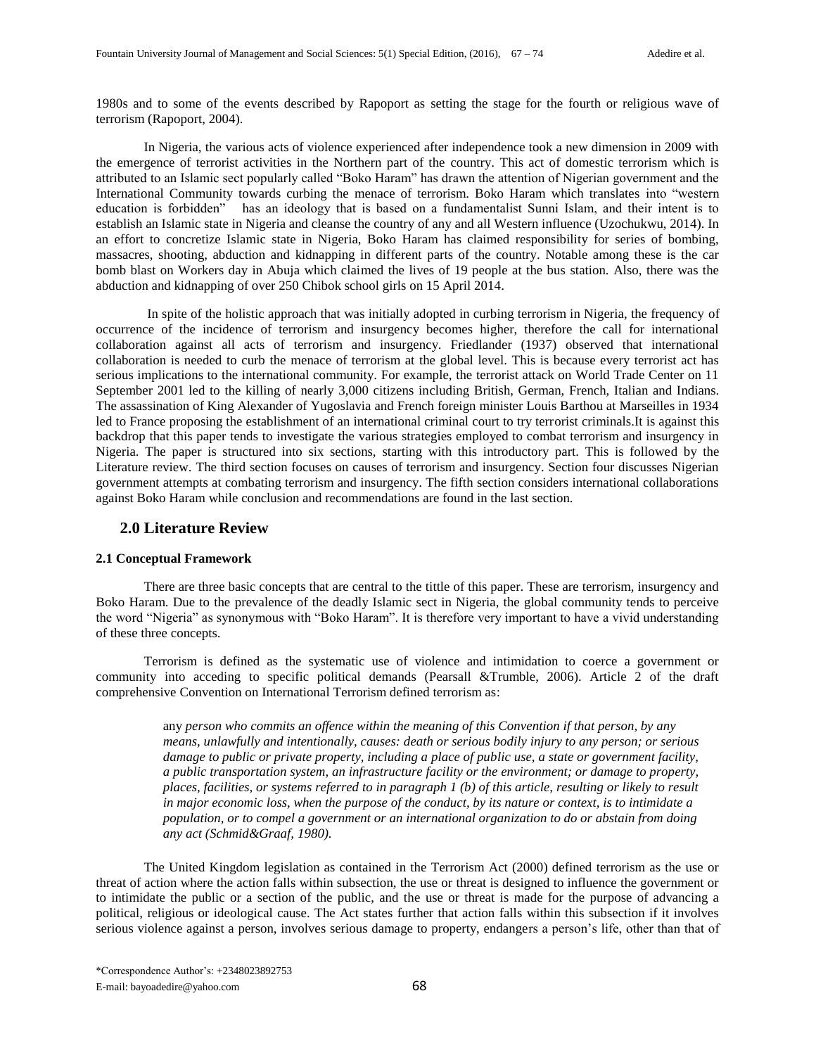1980s and to some of the events described by Rapoport as setting the stage for the fourth or religious wave of terrorism (Rapoport, 2004).

In Nigeria, the various acts of violence experienced after independence took a new dimension in 2009 with the emergence of terrorist activities in the Northern part of the country. This act of domestic terrorism which is attributed to an Islamic sect popularly called "Boko Haram" has drawn the attention of Nigerian government and the International Community towards curbing the menace of terrorism. Boko Haram which translates into "western education is forbidden" has an ideology that is based on a fundamentalist Sunni Islam, and their intent is to establish an Islamic state in Nigeria and cleanse the country of any and all Western influence (Uzochukwu, 2014). In an effort to concretize Islamic state in Nigeria, Boko Haram has claimed responsibility for series of bombing, massacres, shooting, abduction and kidnapping in different parts of the country. Notable among these is the car bomb blast on Workers day in Abuja which claimed the lives of 19 people at the bus station. Also, there was the abduction and kidnapping of over 250 Chibok school girls on 15 April 2014.

In spite of the holistic approach that was initially adopted in curbing terrorism in Nigeria, the frequency of occurrence of the incidence of terrorism and insurgency becomes higher, therefore the call for international collaboration against all acts of terrorism and insurgency. Friedlander (1937) observed that international collaboration is needed to curb the menace of terrorism at the global level. This is because every terrorist act has serious implications to the international community. For example, the terrorist attack on World Trade Center on 11 September 2001 led to the killing of nearly 3,000 citizens including British, German, French, Italian and Indians. The assassination of King Alexander of Yugoslavia and French foreign minister Louis Barthou at Marseilles in 1934 led to France proposing the establishment of an international criminal court to try terrorist criminals.It is against this backdrop that this paper tends to investigate the various strategies employed to combat terrorism and insurgency in Nigeria. The paper is structured into six sections, starting with this introductory part. This is followed by the Literature review. The third section focuses on causes of terrorism and insurgency. Section four discusses Nigerian government attempts at combating terrorism and insurgency. The fifth section considers international collaborations against Boko Haram while conclusion and recommendations are found in the last section.

## 2.0 Literature Review

### 2.1 Conceptual Framework

There are three basic concepts that are central to the tittle of this paper. These are terrorism, insurgency and Boko Haram. Due to the prevalence of the deadly Islamic sect in Nigeria, the global community tends to perceive the word "Nigeria" as synonymous with "Boko Haram". It is therefore very important to have a vivid understanding of these three concepts.

Terrorism is defined as the systematic use of violence and intimidation to coerce a government or community into acceding to specific political demands (Pearsall &Trumble, 2006). Article 2 of the draft comprehensive Convention on International Terrorism defined terrorism as:

> any *person who commits an offence within the meaning of this Convention if that person, by any means, unlawfully and intentionally, causes: death or serious bodily injury to any person; or serious damage to public or private property, including a place of public use, a state or government facility, a public transportation system, an infrastructure facility or the environment; or damage to property, places, facilities, or systems referred to in paragraph 1 (b) of this article, resulting or likely to result in major economic loss, when the purpose of the conduct, by its nature or context, is to intimidate a population, or to compel a government or an international organization to do or abstain from doing any act (Schmid&Graaf, 1980).*

The United Kingdom legislation as contained in the Terrorism Act (2000) defined terrorism as the use or threat of action where the action falls within subsection, the use or threat is designed to influence the government or to intimidate the public or a section of the public, and the use or threat is made for the purpose of advancing a political, religious or ideological cause. The Act states further that action falls within this subsection if it involves serious violence against a person, involves serious damage to property, endangers a person's life, other than that of

\*Correspondence Author's: +2348023892753
E-mail: bayoadedire@yahoo.com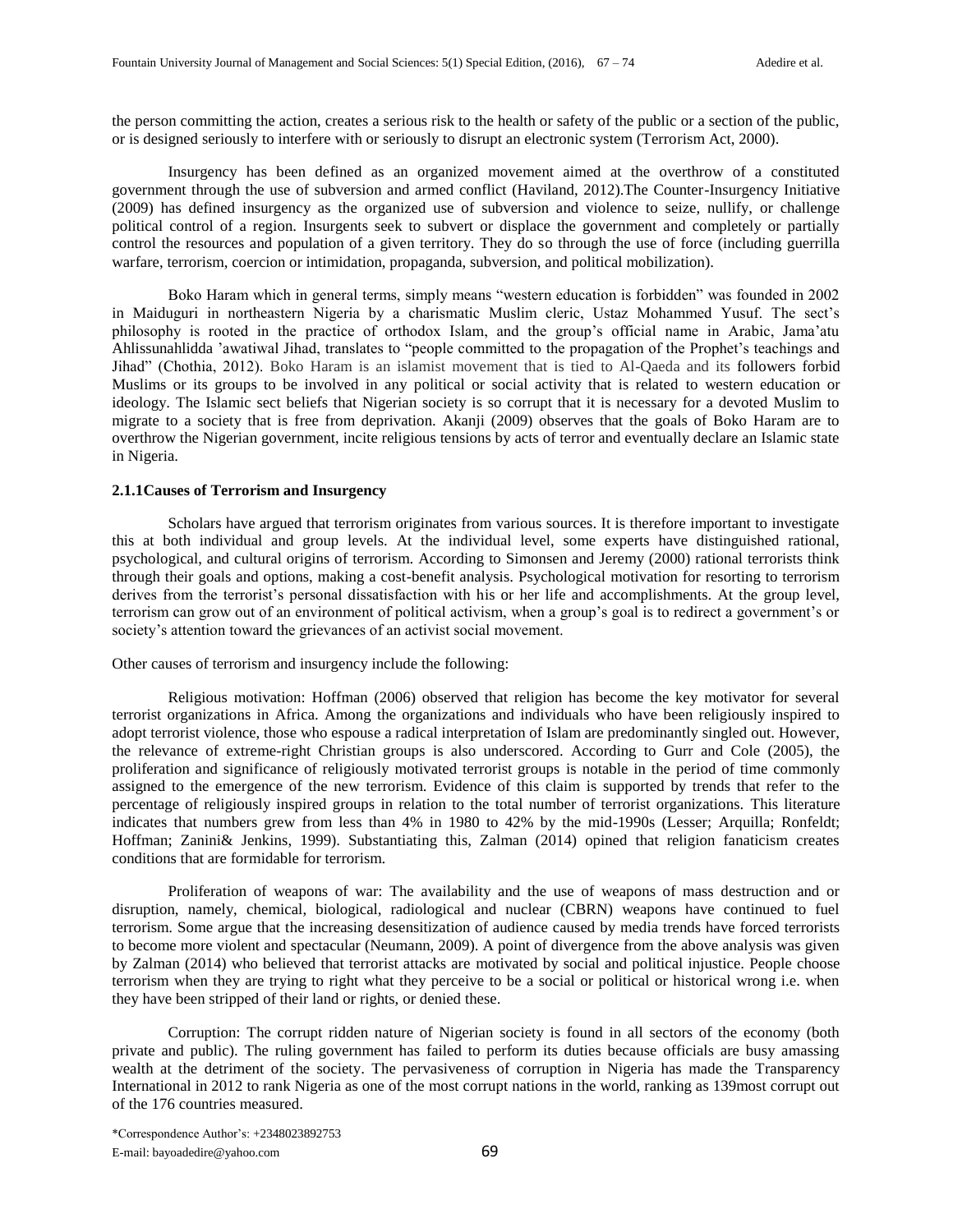the person committing the action, creates a serious risk to the health or safety of the public or a section of the public, or is designed seriously to interfere with or seriously to disrupt an electronic system (Terrorism Act, 2000).

Insurgency has been defined as an organized movement aimed at the overthrow of a constituted government through the use of subversion and armed conflict (Haviland, 2012).The Counter-Insurgency Initiative (2009) has defined insurgency as the organized use of subversion and violence to seize, nullify, or challenge political control of a region. Insurgents seek to subvert or displace the government and completely or partially control the resources and population of a given territory. They do so through the use of force (including guerrilla warfare, terrorism, coercion or intimidation, propaganda, subversion, and political mobilization).

Boko Haram which in general terms, simply means "western education is forbidden" was founded in 2002 in Maiduguri in northeastern Nigeria by a charismatic Muslim cleric, Ustaz Mohammed Yusuf. The sect's philosophy is rooted in the practice of orthodox Islam, and the group's official name in Arabic, Jama'atu Ahlissunahlidda 'awatiwal Jihad, translates to "people committed to the propagation of the Prophet's teachings and Jihad" (Chothia, 2012). Boko Haram is an islamist movement that is tied to Al-Qaeda and its followers forbid Muslims or its groups to be involved in any political or social activity that is related to western education or ideology. The Islamic sect beliefs that Nigerian society is so corrupt that it is necessary for a devoted Muslim to migrate to a society that is free from deprivation. Akanji (2009) observes that the goals of Boko Haram are to overthrow the Nigerian government, incite religious tensions by acts of terror and eventually declare an Islamic state in Nigeria.

### 2.1.1Causes of Terrorism and Insurgency

Scholars have argued that terrorism originates from various sources. It is therefore important to investigate this at both individual and group levels. At the individual level, some experts have distinguished rational, psychological, and cultural origins of terrorism. According to Simonsen and Jeremy (2000) rational terrorists think through their goals and options, making a cost-benefit analysis. Psychological motivation for resorting to terrorism derives from the terrorist's personal dissatisfaction with his or her life and accomplishments. At the group level, terrorism can grow out of an environment of political activism, when a group's goal is to redirect a government's or society's attention toward the grievances of an activist social movement.

Other causes of terrorism and insurgency include the following:

Religious motivation: Hoffman (2006) observed that religion has become the key motivator for several terrorist organizations in Africa. Among the organizations and individuals who have been religiously inspired to adopt terrorist violence, those who espouse a radical interpretation of Islam are predominantly singled out. However, the relevance of extreme-right Christian groups is also underscored. According to Gurr and Cole (2005), the proliferation and significance of religiously motivated terrorist groups is notable in the period of time commonly assigned to the emergence of the new terrorism. Evidence of this claim is supported by trends that refer to the percentage of religiously inspired groups in relation to the total number of terrorist organizations. This literature indicates that numbers grew from less than 4% in 1980 to 42% by the mid-1990s (Lesser; Arquilla; Ronfeldt; Hoffman; Zanini& Jenkins, 1999). Substantiating this, Zalman (2014) opined that religion fanaticism creates conditions that are formidable for terrorism.

Proliferation of weapons of war: The availability and the use of weapons of mass destruction and or disruption, namely, chemical, biological, radiological and nuclear (CBRN) weapons have continued to fuel terrorism. Some argue that the increasing desensitization of audience caused by media trends have forced terrorists to become more violent and spectacular (Neumann, 2009). A point of divergence from the above analysis was given by Zalman (2014) who believed that terrorist attacks are motivated by social and political injustice. People choose terrorism when they are trying to right what they perceive to be a social or political or historical wrong i.e. when they have been stripped of their land or rights, or denied these.

Corruption: The corrupt ridden nature of Nigerian society is found in all sectors of the economy (both private and public). The ruling government has failed to perform its duties because officials are busy amassing wealth at the detriment of the society. The pervasiveness of corruption in Nigeria has made the Transparency International in 2012 to rank Nigeria as one of the most corrupt nations in the world, ranking as 139most corrupt out of the 176 countries measured.

*Correspondence Author's: +2348023892753
E-mail: bayoadedire@yahoo.com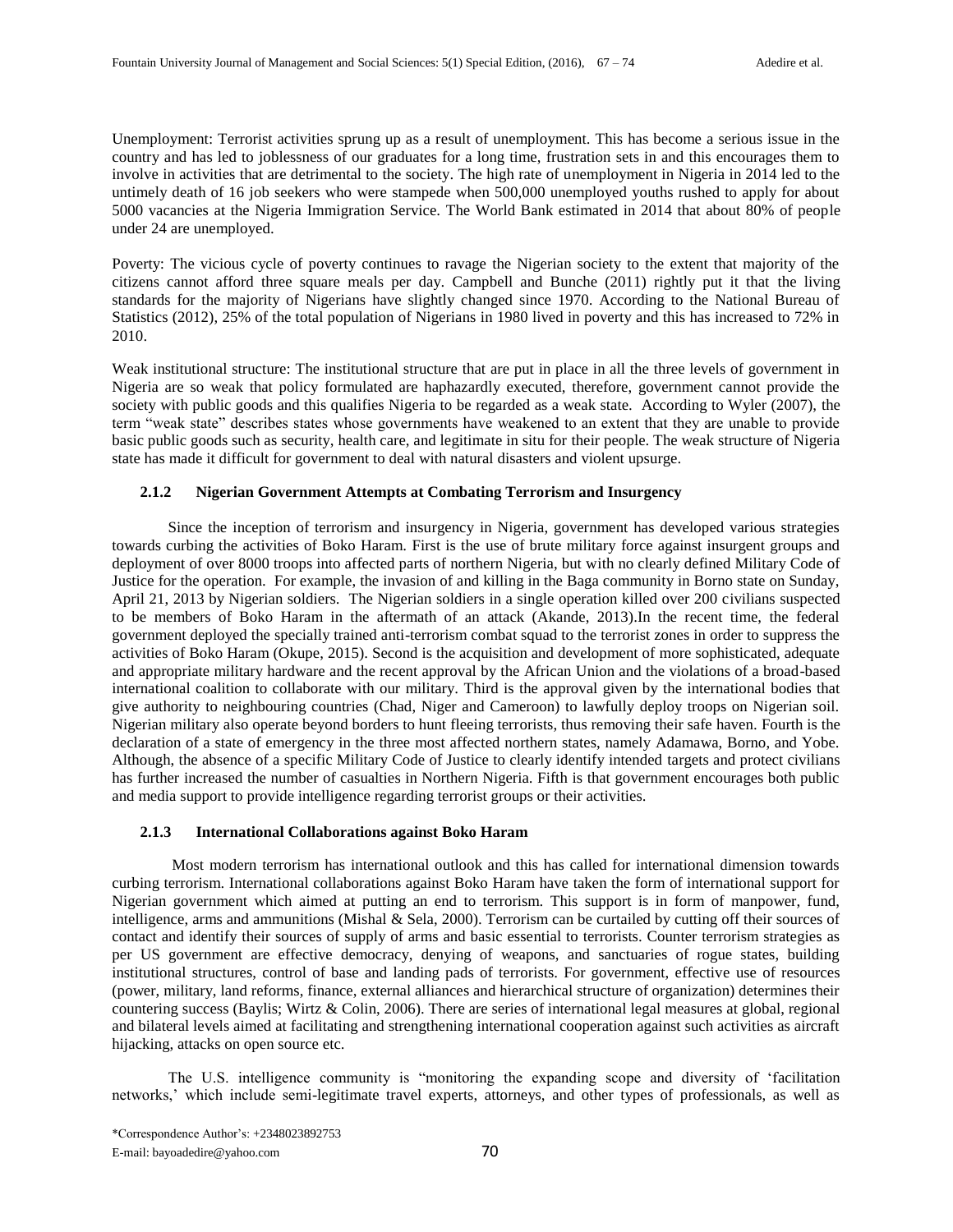Unemployment: Terrorist activities sprung up as a result of unemployment. This has become a serious issue in the country and has led to joblessness of our graduates for a long time, frustration sets in and this encourages them to involve in activities that are detrimental to the society. The high rate of unemployment in Nigeria in 2014 led to the untimely death of 16 job seekers who were stampede when 500,000 unemployed youths rushed to apply for about 5000 vacancies at the Nigeria Immigration Service. The World Bank estimated in 2014 that about 80% of people under 24 are unemployed.

Poverty: The vicious cycle of poverty continues to ravage the Nigerian society to the extent that majority of the citizens cannot afford three square meals per day. Campbell and Bunche (2011) rightly put it that the living standards for the majority of Nigerians have slightly changed since 1970. According to the National Bureau of Statistics (2012), 25% of the total population of Nigerians in 1980 lived in poverty and this has increased to 72% in 2010.

Weak institutional structure: The institutional structure that are put in place in all the three levels of government in Nigeria are so weak that policy formulated are haphazardly executed, therefore, government cannot provide the society with public goods and this qualifies Nigeria to be regarded as a weak state. According to Wyler (2007), the term "weak state" describes states whose governments have weakened to an extent that they are unable to provide basic public goods such as security, health care, and legitimate in situ for their people. The weak structure of Nigeria state has made it difficult for government to deal with natural disasters and violent upsurge.

### 2.1.2 Nigerian Government Attempts at Combating Terrorism and Insurgency

Since the inception of terrorism and insurgency in Nigeria, government has developed various strategies towards curbing the activities of Boko Haram. First is the use of brute military force against insurgent groups and deployment of over 8000 troops into affected parts of northern Nigeria, but with no clearly defined Military Code of Justice for the operation. For example, the invasion of and killing in the Baga community in Borno state on Sunday, April 21, 2013 by Nigerian soldiers. The Nigerian soldiers in a single operation killed over 200 civilians suspected to be members of Boko Haram in the aftermath of an attack (Akande, 2013).In the recent time, the federal government deployed the specially trained anti-terrorism combat squad to the terrorist zones in order to suppress the activities of Boko Haram (Okupe, 2015). Second is the acquisition and development of more sophisticated, adequate and appropriate military hardware and the recent approval by the African Union and the violations of a broad-based international coalition to collaborate with our military. Third is the approval given by the international bodies that give authority to neighbouring countries (Chad, Niger and Cameroon) to lawfully deploy troops on Nigerian soil. Nigerian military also operate beyond borders to hunt fleeing terrorists, thus removing their safe haven. Fourth is the declaration of a state of emergency in the three most affected northern states, namely Adamawa, Borno, and Yobe. Although, the absence of a specific Military Code of Justice to clearly identify intended targets and protect civilians has further increased the number of casualties in Northern Nigeria. Fifth is that government encourages both public and media support to provide intelligence regarding terrorist groups or their activities.

### 2.1.3 International Collaborations against Boko Haram

Most modern terrorism has international outlook and this has called for international dimension towards curbing terrorism. International collaborations against Boko Haram have taken the form of international support for Nigerian government which aimed at putting an end to terrorism. This support is in form of manpower, fund, intelligence, arms and ammunitions (Mishal & Sela, 2000). Terrorism can be curtailed by cutting off their sources of contact and identify their sources of supply of arms and basic essential to terrorists. Counter terrorism strategies as per US government are effective democracy, denying of weapons, and sanctuaries of rogue states, building institutional structures, control of base and landing pads of terrorists. For government, effective use of resources (power, military, land reforms, finance, external alliances and hierarchical structure of organization) determines their countering success (Baylis; Wirtz & Colin, 2006). There are series of international legal measures at global, regional and bilateral levels aimed at facilitating and strengthening international cooperation against such activities as aircraft hijacking, attacks on open source etc.

The U.S. intelligence community is "monitoring the expanding scope and diversity of 'facilitation networks,' which include semi-legitimate travel experts, attorneys, and other types of professionals, as well as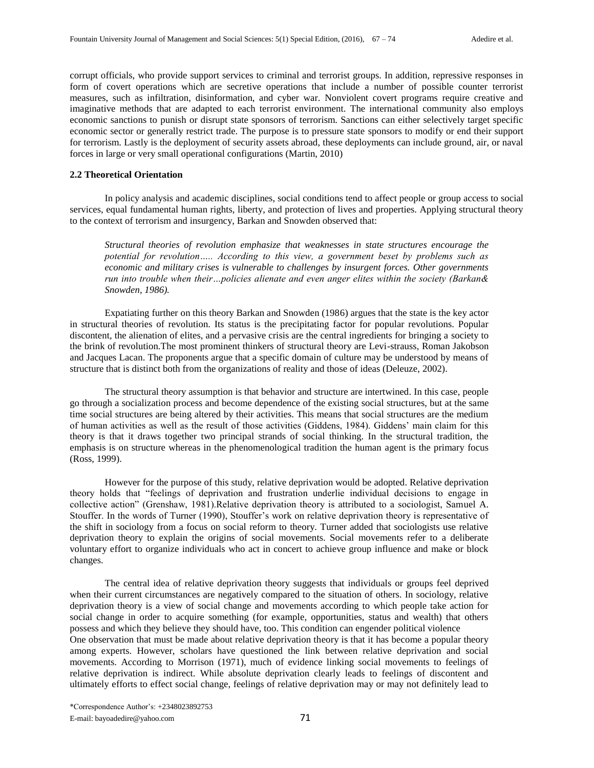corrupt officials, who provide support services to criminal and terrorist groups. In addition, repressive responses in form of covert operations which are secretive operations that include a number of possible counter terrorist measures, such as infiltration, disinformation, and cyber war. Nonviolent covert programs require creative and imaginative methods that are adapted to each terrorist environment. The international community also employs economic sanctions to punish or disrupt state sponsors of terrorism. Sanctions can either selectively target specific economic sector or generally restrict trade. The purpose is to pressure state sponsors to modify or end their support for terrorism. Lastly is the deployment of security assets abroad, these deployments can include ground, air, or naval forces in large or very small operational configurations (Martin, 2010)

### 2.2 Theoretical Orientation

In policy analysis and academic disciplines, social conditions tend to affect people or group access to social services, equal fundamental human rights, liberty, and protection of lives and properties. Applying structural theory to the context of terrorism and insurgency, Barkan and Snowden observed that:

> *Structural theories of revolution emphasize that weaknesses in state structures encourage the potential for revolution….. According to this view, a government beset by problems such as economic and military crises is vulnerable to challenges by insurgent forces. Other governments run into trouble when their…policies alienate and even anger elites within the society (Barkan& Snowden, 1986).*

Expatiating further on this theory Barkan and Snowden (1986) argues that the state is the key actor in structural theories of revolution. Its status is the precipitating factor for popular revolutions. Popular discontent, the alienation of elites, and a pervasive crisis are the central ingredients for bringing a society to the brink of revolution.The most prominent thinkers of structural theory are Levi-strauss, Roman Jakobson and Jacques Lacan. The proponents argue that a specific domain of culture may be understood by means of structure that is distinct both from the organizations of reality and those of ideas (Deleuze, 2002).

The structural theory assumption is that behavior and structure are intertwined. In this case, people go through a socialization process and become dependence of the existing social structures, but at the same time social structures are being altered by their activities. This means that social structures are the medium of human activities as well as the result of those activities (Giddens, 1984). Giddens' main claim for this theory is that it draws together two principal strands of social thinking. In the structural tradition, the emphasis is on structure whereas in the phenomenological tradition the human agent is the primary focus (Ross, 1999).

However for the purpose of this study, relative deprivation would be adopted. Relative deprivation theory holds that "feelings of deprivation and frustration underlie individual decisions to engage in collective action" (Grenshaw, 1981).Relative deprivation theory is attributed to a sociologist, Samuel A. Stouffer. In the words of Turner (1990), Stouffer's work on relative deprivation theory is representative of the shift in sociology from a focus on social reform to theory. Turner added that sociologists use relative deprivation theory to explain the origins of social movements. Social movements refer to a deliberate voluntary effort to organize individuals who act in concert to achieve group influence and make or block changes.

The central idea of relative deprivation theory suggests that individuals or groups feel deprived when their current circumstances are negatively compared to the situation of others. In sociology, relative deprivation theory is a view of social change and movements according to which people take action for social change in order to acquire something (for example, opportunities, status and wealth) that others possess and which they believe they should have, too. This condition can engender political violence
One observation that must be made about relative deprivation theory is that it has become a popular theory among experts. However, scholars have questioned the link between relative deprivation and social movements. According to Morrison (1971), much of evidence linking social movements to feelings of relative deprivation is indirect. While absolute deprivation clearly leads to feelings of discontent and ultimately efforts to effect social change, feelings of relative deprivation may or may not definitely lead to

\*Correspondence Author's: +2348023892753
E-mail: bayoadedire@yahoo.com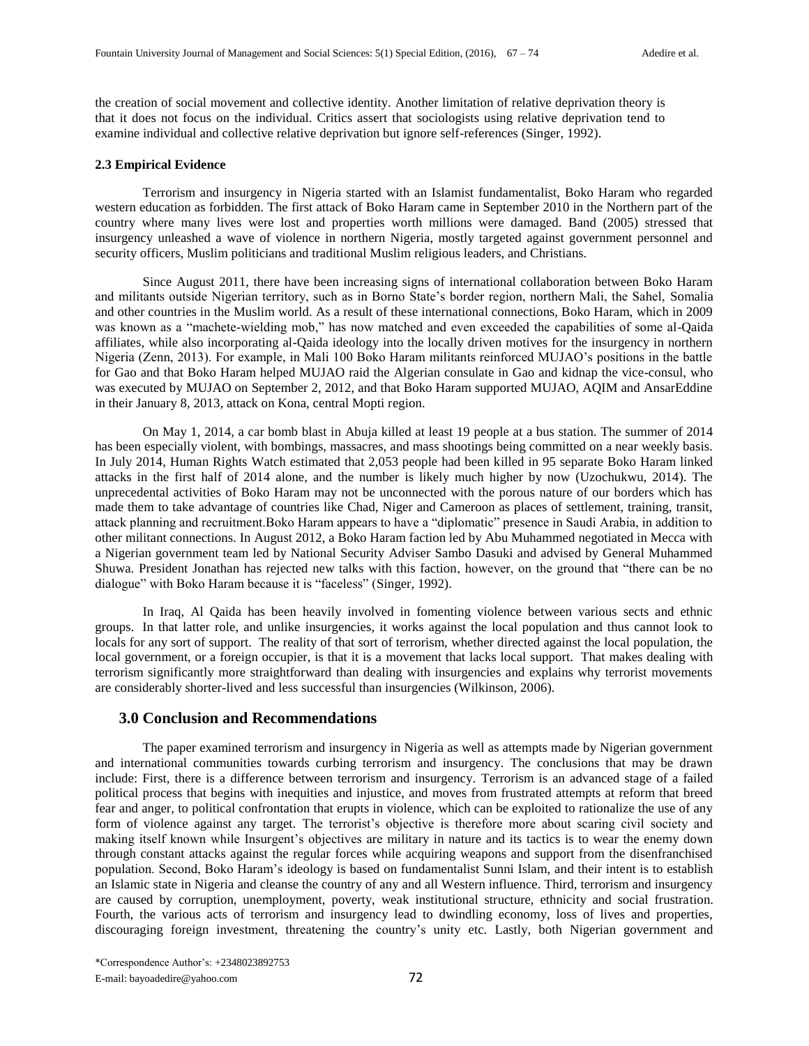the creation of social movement and collective identity. Another limitation of relative deprivation theory is that it does not focus on the individual. Critics assert that sociologists using relative deprivation tend to examine individual and collective relative deprivation but ignore self-references (Singer, 1992).

### 2.3 Empirical Evidence

Terrorism and insurgency in Nigeria started with an Islamist fundamentalist, Boko Haram who regarded western education as forbidden. The first attack of Boko Haram came in September 2010 in the Northern part of the country where many lives were lost and properties worth millions were damaged. Band (2005) stressed that insurgency unleashed a wave of violence in northern Nigeria, mostly targeted against government personnel and security officers, Muslim politicians and traditional Muslim religious leaders, and Christians.

Since August 2011, there have been increasing signs of international collaboration between Boko Haram and militants outside Nigerian territory, such as in Borno State's border region, northern Mali, the Sahel, Somalia and other countries in the Muslim world. As a result of these international connections, Boko Haram, which in 2009 was known as a "machete-wielding mob," has now matched and even exceeded the capabilities of some al-Qaida affiliates, while also incorporating al-Qaida ideology into the locally driven motives for the insurgency in northern Nigeria (Zenn, 2013). For example, in Mali 100 Boko Haram militants reinforced MUJAO's positions in the battle for Gao and that Boko Haram helped MUJAO raid the Algerian consulate in Gao and kidnap the vice-consul, who was executed by MUJAO on September 2, 2012, and that Boko Haram supported MUJAO, AQIM and AnsarEddine in their January 8, 2013, attack on Kona, central Mopti region.

On May 1, 2014, a car bomb blast in Abuja killed at least 19 people at a bus station. The summer of 2014 has been especially violent, with bombings, massacres, and mass shootings being committed on a near weekly basis. In July 2014, Human Rights Watch estimated that 2,053 people had been killed in 95 separate Boko Haram linked attacks in the first half of 2014 alone, and the number is likely much higher by now (Uzochukwu, 2014). The unprecedental activities of Boko Haram may not be unconnected with the porous nature of our borders which has made them to take advantage of countries like Chad, Niger and Cameroon as places of settlement, training, transit, attack planning and recruitment.Boko Haram appears to have a "diplomatic" presence in Saudi Arabia, in addition to other militant connections. In August 2012, a Boko Haram faction led by Abu Muhammed negotiated in Mecca with a Nigerian government team led by National Security Adviser Sambo Dasuki and advised by General Muhammed Shuwa. President Jonathan has rejected new talks with this faction, however, on the ground that "there can be no dialogue" with Boko Haram because it is "faceless" (Singer, 1992).

In Iraq, Al Qaida has been heavily involved in fomenting violence between various sects and ethnic groups. In that latter role, and unlike insurgencies, it works against the local population and thus cannot look to locals for any sort of support. The reality of that sort of terrorism, whether directed against the local population, the local government, or a foreign occupier, is that it is a movement that lacks local support. That makes dealing with terrorism significantly more straightforward than dealing with insurgencies and explains why terrorist movements are considerably shorter-lived and less successful than insurgencies (Wilkinson, 2006).

## 3.0 Conclusion and Recommendations

The paper examined terrorism and insurgency in Nigeria as well as attempts made by Nigerian government and international communities towards curbing terrorism and insurgency. The conclusions that may be drawn include: First, there is a difference between terrorism and insurgency. Terrorism is an advanced stage of a failed political process that begins with inequities and injustice, and moves from frustrated attempts at reform that breed fear and anger, to political confrontation that erupts in violence, which can be exploited to rationalize the use of any form of violence against any target. The terrorist's objective is therefore more about scaring civil society and making itself known while Insurgent's objectives are military in nature and its tactics is to wear the enemy down through constant attacks against the regular forces while acquiring weapons and support from the disenfranchised population. Second, Boko Haram's ideology is based on fundamentalist Sunni Islam, and their intent is to establish an Islamic state in Nigeria and cleanse the country of any and all Western influence. Third, terrorism and insurgency are caused by corruption, unemployment, poverty, weak institutional structure, ethnicity and social frustration. Fourth, the various acts of terrorism and insurgency lead to dwindling economy, loss of lives and properties, discouraging foreign investment, threatening the country's unity etc. Lastly, both Nigerian government and

\*Correspondence Author's: +2348023892753
E-mail: bayoadedire@yahoo.com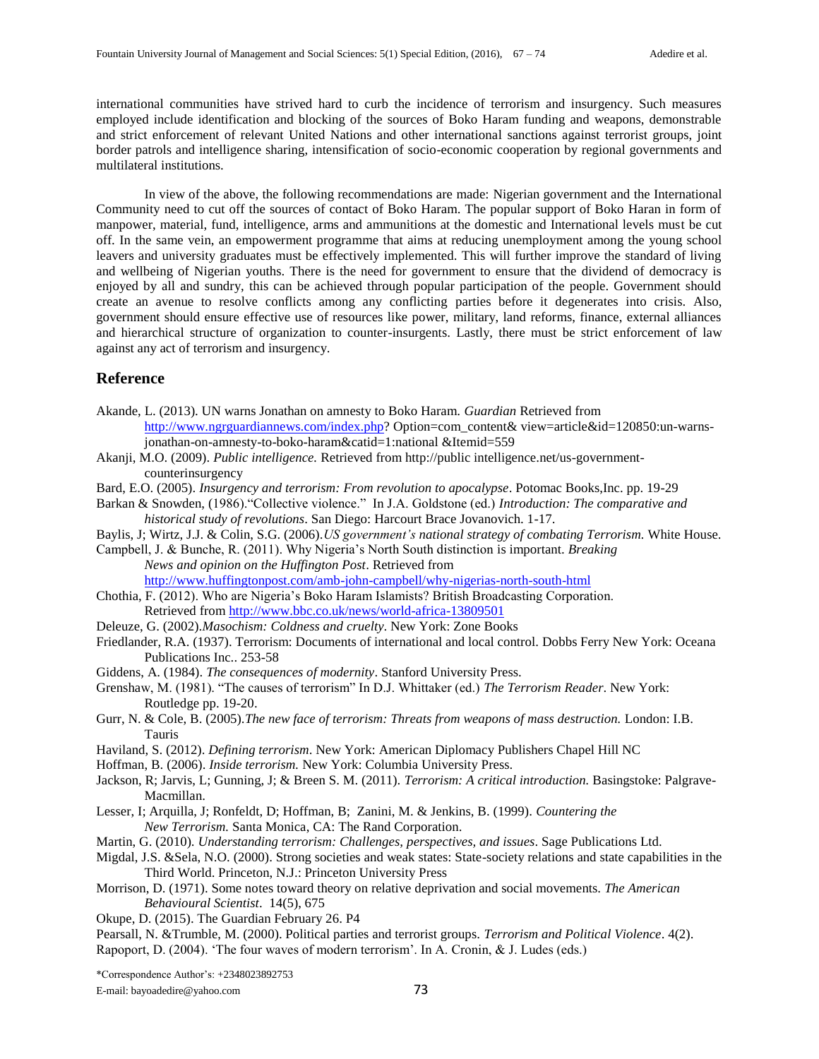international communities have strived hard to curb the incidence of terrorism and insurgency. Such measures employed include identification and blocking of the sources of Boko Haram funding and weapons, demonstrable and strict enforcement of relevant United Nations and other international sanctions against terrorist groups, joint border patrols and intelligence sharing, intensification of socio-economic cooperation by regional governments and multilateral institutions.

In view of the above, the following recommendations are made: Nigerian government and the International Community need to cut off the sources of contact of Boko Haram. The popular support of Boko Haran in form of manpower, material, fund, intelligence, arms and ammunitions at the domestic and International levels must be cut off. In the same vein, an empowerment programme that aims at reducing unemployment among the young school leavers and university graduates must be effectively implemented. This will further improve the standard of living and wellbeing of Nigerian youths. There is the need for government to ensure that the dividend of democracy is enjoyed by all and sundry, this can be achieved through popular participation of the people. Government should create an avenue to resolve conflicts among any conflicting parties before it degenerates into crisis. Also, government should ensure effective use of resources like power, military, land reforms, finance, external alliances and hierarchical structure of organization to counter-insurgents. Lastly, there must be strict enforcement of law against any act of terrorism and insurgency.

## Reference

Akande, L. (2013). UN warns Jonathan on amnesty to Boko Haram. *Guardian* Retrieved from http://www.ngrguardiannews.com/index.php? Option=com_content& view=article&id=120850:un-warns-jonathan-on-amnesty-to-boko-haram&catid=1:national &Itemid=559

Akanji, M.O. (2009). *Public intelligence.* Retrieved from http://public intelligence.net/us-government-counterinsurgency

Bard, E.O. (2005). *Insurgency and terrorism: From revolution to apocalypse*. Potomac Books,Inc. pp. 19-29

Barkan & Snowden, (1986)."Collective violence." In J.A. Goldstone (ed.) *Introduction: The comparative and historical study of revolutions*. San Diego: Harcourt Brace Jovanovich. 1-17.

Baylis, J; Wirtz, J.J. & Colin, S.G. (2006).*US government's national strategy of combating Terrorism.* White House.

Campbell, J. & Bunche, R. (2011). Why Nigeria's North South distinction is important. *Breaking News and opinion on the Huffington Post*. Retrieved from http://www.huffingtonpost.com/amb-john-campbell/why-nigerias-north-south-html

Chothia, F. (2012). Who are Nigeria's Boko Haram Islamists? British Broadcasting Corporation. Retrieved from http://www.bbc.co.uk/news/world-africa-13809501

Deleuze, G. (2002).*Masochism: Coldness and cruelty*. New York: Zone Books

Friedlander, R.A. (1937). Terrorism: Documents of international and local control. Dobbs Ferry New York: Oceana Publications Inc.. 253-58

Giddens, A. (1984). *The consequences of modernity*. Stanford University Press.

Grenshaw, M. (1981). "The causes of terrorism" In D.J. Whittaker (ed.) *The Terrorism Reader*. New York: Routledge pp. 19-20.

Gurr, N. & Cole, B. (2005).*The new face of terrorism: Threats from weapons of mass destruction.* London: I.B. Tauris

Haviland, S. (2012). *Defining terrorism*. New York: American Diplomacy Publishers Chapel Hill NC

Hoffman, B. (2006). *Inside terrorism.* New York: Columbia University Press.

Jackson, R; Jarvis, L; Gunning, J; & Breen S. M. (2011). *Terrorism: A critical introduction.* Basingstoke: Palgrave-Macmillan.

Lesser, I; Arquilla, J; Ronfeldt, D; Hoffman, B; Zanini, M. & Jenkins, B. (1999). *Countering the New Terrorism.* Santa Monica, CA: The Rand Corporation.

Martin, G. (2010). *Understanding terrorism: Challenges, perspectives, and issues*. Sage Publications Ltd.

Migdal, J.S. &Sela, N.O. (2000). Strong societies and weak states: State-society relations and state capabilities in the Third World. Princeton, N.J.: Princeton University Press

Morrison, D. (1971). Some notes toward theory on relative deprivation and social movements. *The American Behavioural Scientist*. 14(5), 675

Okupe, D. (2015). The Guardian February 26. P4

Pearsall, N. &Trumble, M. (2000). Political parties and terrorist groups. *Terrorism and Political Violence*. 4(2).

Rapoport, D. (2004). 'The four waves of modern terrorism'. In A. Cronin, & J. Ludes (eds.)

*Correspondence Author's: +2348023892753

E-mail: bayoadedire@yahoo.com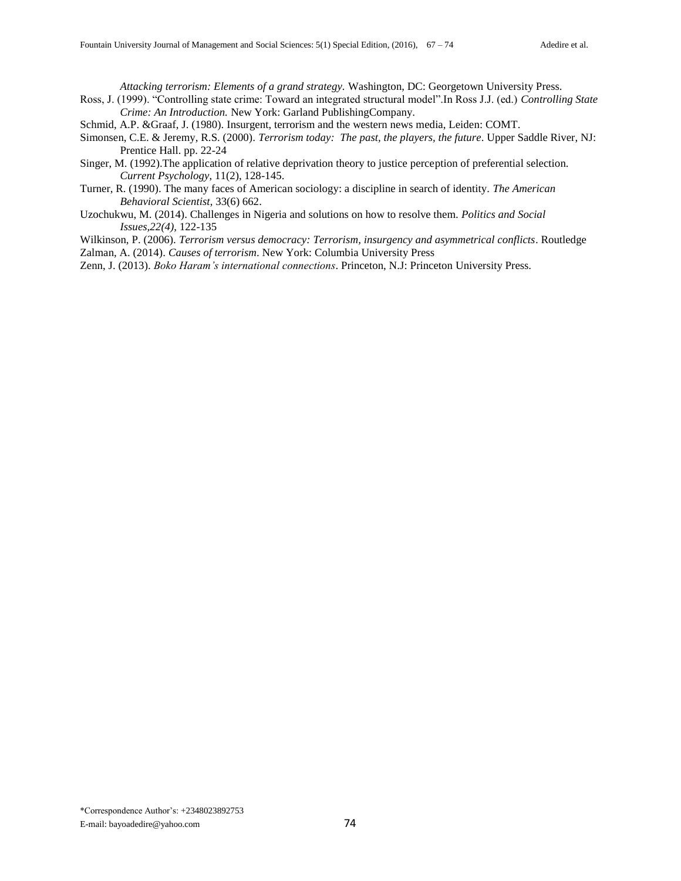*Attacking terrorism: Elements of a grand strategy.* Washington, DC: Georgetown University Press.

Ross, J. (1999). "Controlling state crime: Toward an integrated structural model".In Ross J.J. (ed.) *Controlling State Crime: An Introduction.* New York: Garland PublishingCompany.

Schmid, A.P. &Graaf, J. (1980). Insurgent, terrorism and the western news media, Leiden: COMT.

Simonsen, C.E. & Jeremy, R.S. (2000). *Terrorism today: The past, the players, the future*. Upper Saddle River, NJ: Prentice Hall. pp. 22-24

Singer, M. (1992).The application of relative deprivation theory to justice perception of preferential selection. *Current Psychology*, 11(2), 128-145.

Turner, R. (1990). The many faces of American sociology: a discipline in search of identity. *The American Behavioral Scientist*, 33(6) 662.

Uzochukwu, M. (2014). Challenges in Nigeria and solutions on how to resolve them. *Politics and Social Issues,22(4)*, 122-135

Wilkinson, P. (2006). *Terrorism versus democracy: Terrorism, insurgency and asymmetrical conflicts*. Routledge

Zalman, A. (2014). *Causes of terrorism*. New York: Columbia University Press

Zenn, J. (2013). *Boko Haram's international connections*. Princeton, N.J: Princeton University Press.

*Correspondence Author's: +2348023892753
E-mail: bayoadedire@yahoo.com